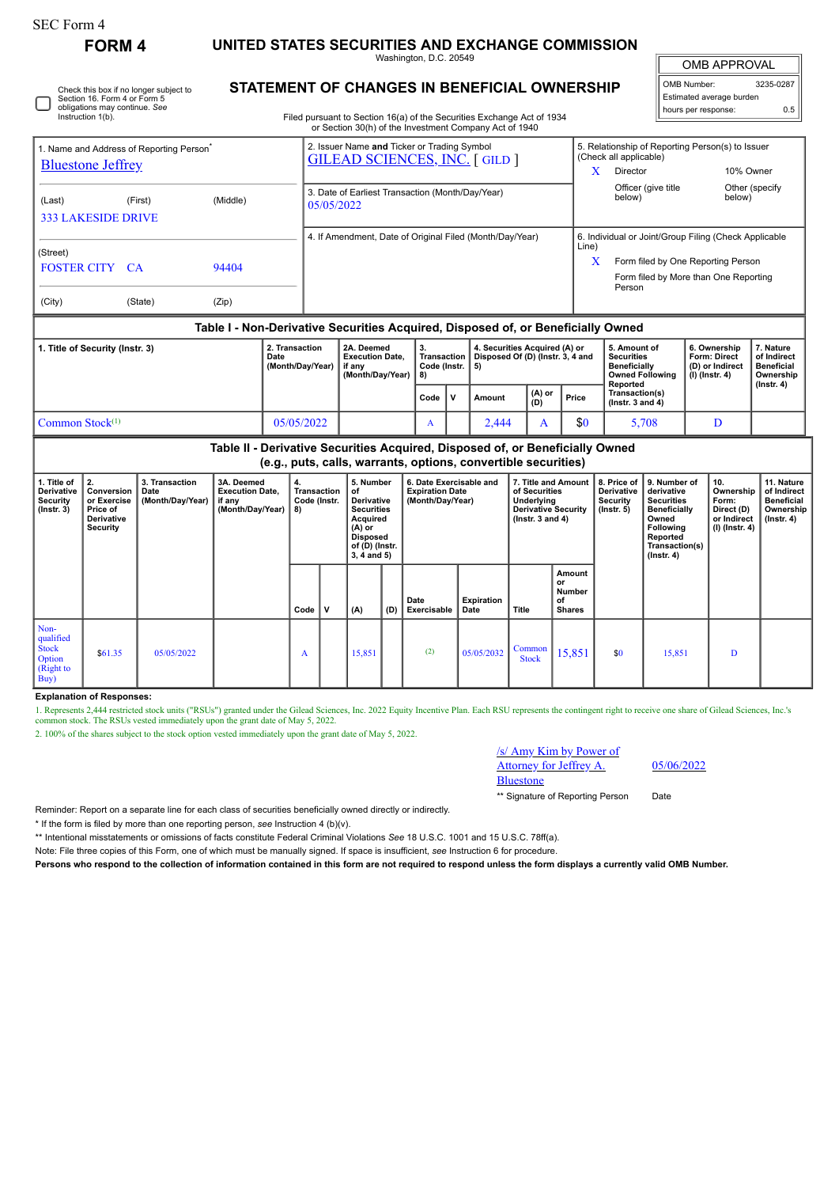SEC Form 4

# FORM 4

## UNITED STATES SECURITIES AND EXCHANGE COMMISSION

Washington, D.C. 20549

Check this box if no longer subject to Section 16. Form 4 or Form 5 obligations may continue. *See* Instruction 1(b).

## STATEMENT OF CHANGES IN BENEFICIAL OWNERSHIP

Filed pursuant to Section 16(a) of the Securities Exchange Act of 1934 or Section 30(h) of the Investment Company Act of 1940

| OMB APPROVAL | |
|---|---|
| OMB Number: | 3235-0287 |
| Estimated average burden | |
| hours per response: | 0.5 |

1. Name and Address of Reporting Person*
Bluestone Jeffrey

(Last) (First) (Middle)
333 LAKESIDE DRIVE

(Street)
FOSTER CITY CA 94404

(City) (State) (Zip)

2. Issuer Name **and** Ticker or Trading Symbol
GILEAD SCIENCES, INC. [ GILD ]

3. Date of Earliest Transaction (Month/Day/Year)
05/05/2022

4. If Amendment, Date of Original Filed (Month/Day/Year)

5. Relationship of Reporting Person(s) to Issuer (Check all applicable)
X Director
10% Owner
Officer (give title below)
Other (specify below)

6. Individual or Joint/Group Filing (Check Applicable Line)
X Form filed by One Reporting Person
Form filed by More than One Reporting Person

### Table I - Non-Derivative Securities Acquired, Disposed of, or Beneficially Owned

| 1. Title of Security (Instr. 3) | 2. Transaction Date (Month/Day/Year) | 2A. Deemed Execution Date, if any (Month/Day/Year) | 3. Transaction Code (Instr. 8) | | 4. Securities Acquired (A) or Disposed Of (D) (Instr. 3, 4 and 5) | | | 5. Amount of Securities Beneficially Owned Following Reported Transaction(s) (Instr. 3 and 4) | 6. Ownership Form: Direct (D) or Indirect (I) (Instr. 4) | 7. Nature of Indirect Beneficial Ownership (Instr. 4) |
|---|---|---|---|---|---|---|---|---|---|---|
| | | | Code | V | Amount | (A) or (D) | Price | | | |
| Common Stock[(1)] | 05/05/2022 | | A | | 2,444 | A | $0 | 5,708 | D | |

### Table II - Derivative Securities Acquired, Disposed of, or Beneficially Owned (e.g., puts, calls, warrants, options, convertible securities)

| 1. Title of Derivative Security (Instr. 3) | 2. Conversion or Exercise Price of Derivative Security | 3. Transaction Date (Month/Day/Year) | 3A. Deemed Execution Date, if any (Month/Day/Year) | 4. Transaction Code (Instr. 8) | | 5. Number of Derivative Securities Acquired (A) or Disposed of (D) (Instr. 3, 4 and 5) | | 6. Date Exercisable and Expiration Date (Month/Day/Year) | | 7. Title and Amount of Securities Underlying Derivative Security (Instr. 3 and 4) | | 8. Price of Derivative Security (Instr. 5) | 9. Number of derivative Securities Beneficially Owned Following Reported Transaction(s) (Instr. 4) | 10. Ownership Form: Direct (D) or Indirect (I) (Instr. 4) | 11. Nature of Indirect Beneficial Ownership (Instr. 4) |
|---|---|---|---|---|---|---|---|---|---|---|---|---|---|---|---|
| | | | | Code | V | (A) | (D) | Date Exercisable | Expiration Date | Title | Amount or Number of Shares | | | | |
| Non-qualified Stock Option (Right to Buy) | $61.35 | 05/05/2022 | | A | | 15,851 | | (2) | 05/05/2032 | Common Stock | 15,851 | $0 | 15,851 | D | |

**Explanation of Responses:**

1. Represents 2,444 restricted stock units ("RSUs") granted under the Gilead Sciences, Inc. 2022 Equity Incentive Plan. Each RSU represents the contingent right to receive one share of Gilead Sciences, Inc.'s common stock. The RSUs vested immediately upon the grant date of May 5, 2022.

2. 100% of the shares subject to the stock option vested immediately upon the grant date of May 5, 2022.

/s/ Amy Kim by Power of Attorney for Jeffrey A. Bluestone — 05/06/2022

** Signature of Reporting Person — Date

Reminder: Report on a separate line for each class of securities beneficially owned directly or indirectly.

* If the form is filed by more than one reporting person, *see* Instruction 4 (b)(v).

** Intentional misstatements or omissions of facts constitute Federal Criminal Violations *See* 18 U.S.C. 1001 and 15 U.S.C. 78ff(a).

Note: File three copies of this Form, one of which must be manually signed. If space is insufficient, *see* Instruction 6 for procedure.

**Persons who respond to the collection of information contained in this form are not required to respond unless the form displays a currently valid OMB Number.**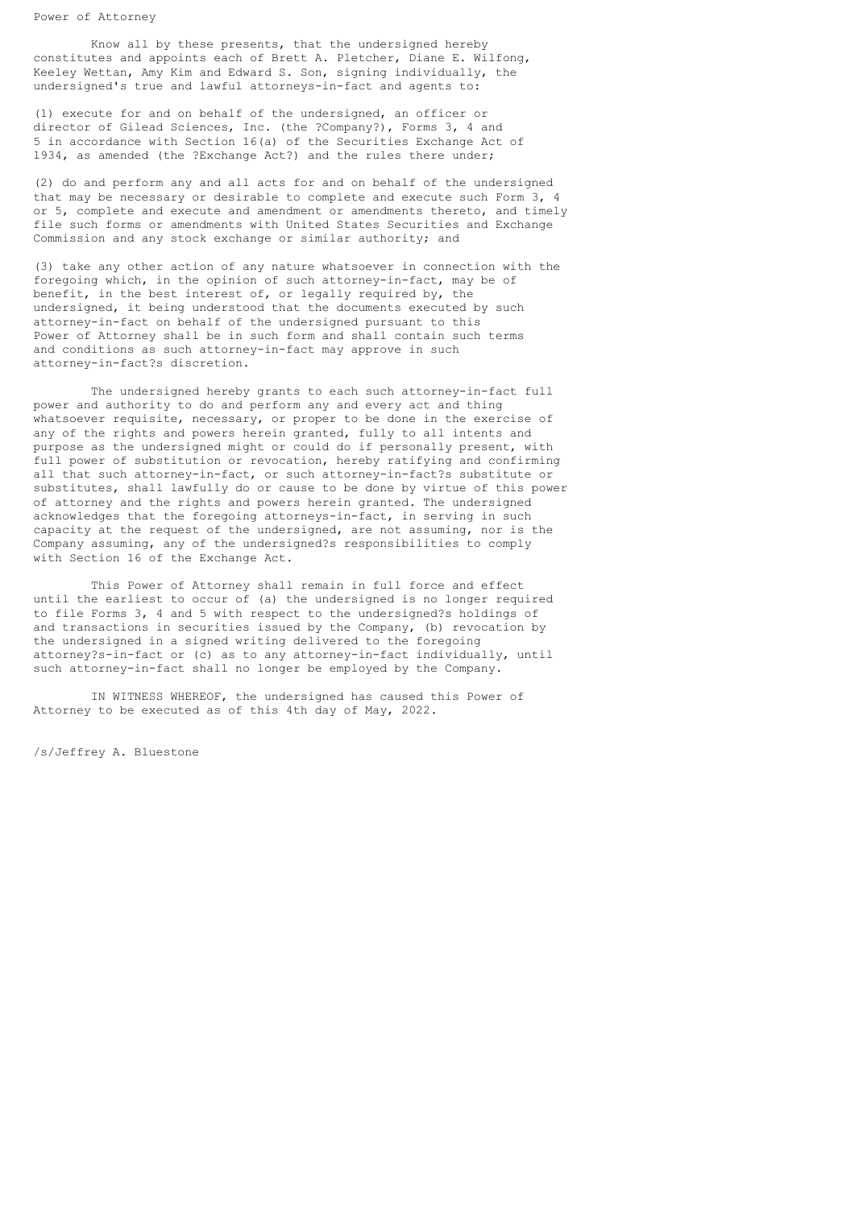Power of Attorney

Know all by these presents, that the undersigned hereby constitutes and appoints each of Brett A. Pletcher, Diane E. Wilfong, Keeley Wettan, Amy Kim and Edward S. Son, signing individually, the undersigned's true and lawful attorneys-in-fact and agents to:

(1) execute for and on behalf of the undersigned, an officer or director of Gilead Sciences, Inc. (the ?Company?), Forms 3, 4 and 5 in accordance with Section 16(a) of the Securities Exchange Act of 1934, as amended (the ?Exchange Act?) and the rules there under;

(2) do and perform any and all acts for and on behalf of the undersigned that may be necessary or desirable to complete and execute such Form 3, 4 or 5, complete and execute and amendment or amendments thereto, and timely file such forms or amendments with United States Securities and Exchange Commission and any stock exchange or similar authority; and

(3) take any other action of any nature whatsoever in connection with the foregoing which, in the opinion of such attorney-in-fact, may be of benefit, in the best interest of, or legally required by, the undersigned, it being understood that the documents executed by such attorney-in-fact on behalf of the undersigned pursuant to this Power of Attorney shall be in such form and shall contain such terms and conditions as such attorney-in-fact may approve in such attorney-in-fact?s discretion.

The undersigned hereby grants to each such attorney-in-fact full power and authority to do and perform any and every act and thing whatsoever requisite, necessary, or proper to be done in the exercise of any of the rights and powers herein granted, fully to all intents and purpose as the undersigned might or could do if personally present, with full power of substitution or revocation, hereby ratifying and confirming all that such attorney-in-fact, or such attorney-in-fact?s substitute or substitutes, shall lawfully do or cause to be done by virtue of this power of attorney and the rights and powers herein granted. The undersigned acknowledges that the foregoing attorneys-in-fact, in serving in such capacity at the request of the undersigned, are not assuming, nor is the Company assuming, any of the undersigned?s responsibilities to comply with Section 16 of the Exchange Act.

This Power of Attorney shall remain in full force and effect until the earliest to occur of (a) the undersigned is no longer required to file Forms 3, 4 and 5 with respect to the undersigned?s holdings of and transactions in securities issued by the Company, (b) revocation by the undersigned in a signed writing delivered to the foregoing attorney?s-in-fact or (c) as to any attorney-in-fact individually, until such attorney-in-fact shall no longer be employed by the Company.

IN WITNESS WHEREOF, the undersigned has caused this Power of Attorney to be executed as of this 4th day of May, 2022.

/s/Jeffrey A. Bluestone